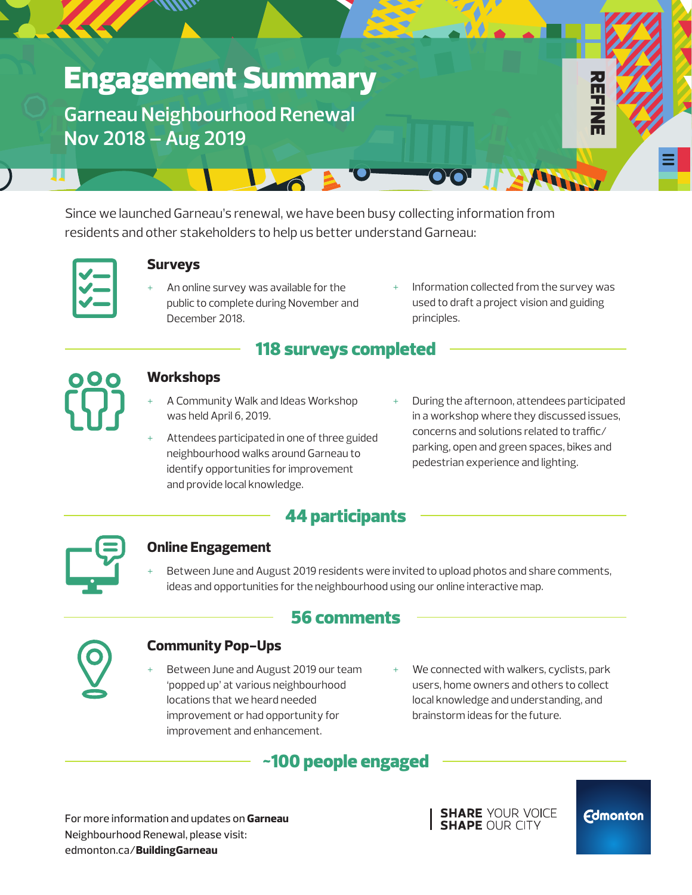# Engagement Summary

## Garneau Neighbourhood Renewal
## Nov 2018 – Aug 2019

REFINE

Since we launched Garneau's renewal, we have been busy collecting information from residents and other stakeholders to help us better understand Garneau:

### Surveys

- An online survey was available for the public to complete during November and December 2018.
- Information collected from the survey was used to draft a project vision and guiding principles.

**118 surveys completed**

### Workshops

- A Community Walk and Ideas Workshop was held April 6, 2019.
- Attendees participated in one of three guided neighbourhood walks around Garneau to identify opportunities for improvement and provide local knowledge.
- During the afternoon, attendees participated in a workshop where they discussed issues, concerns and solutions related to traffic/parking, open and green spaces, bikes and pedestrian experience and lighting.

**44 participants**

### Online Engagement

- Between June and August 2019 residents were invited to upload photos and share comments, ideas and opportunities for the neighbourhood using our online interactive map.

**56 comments**

### Community Pop-Ups

- Between June and August 2019 our team 'popped up' at various neighbourhood locations that we heard needed improvement or had opportunity for improvement and enhancement.
- We connected with walkers, cyclists, park users, home owners and others to collect local knowledge and understanding, and brainstorm ideas for the future.

**~100 people engaged**

For more information and updates on **Garneau** Neighbourhood Renewal, please visit: edmonton.ca/**BuildingGarneau**

**SHARE** YOUR VOICE **SHAPE** OUR CITY

Edmonton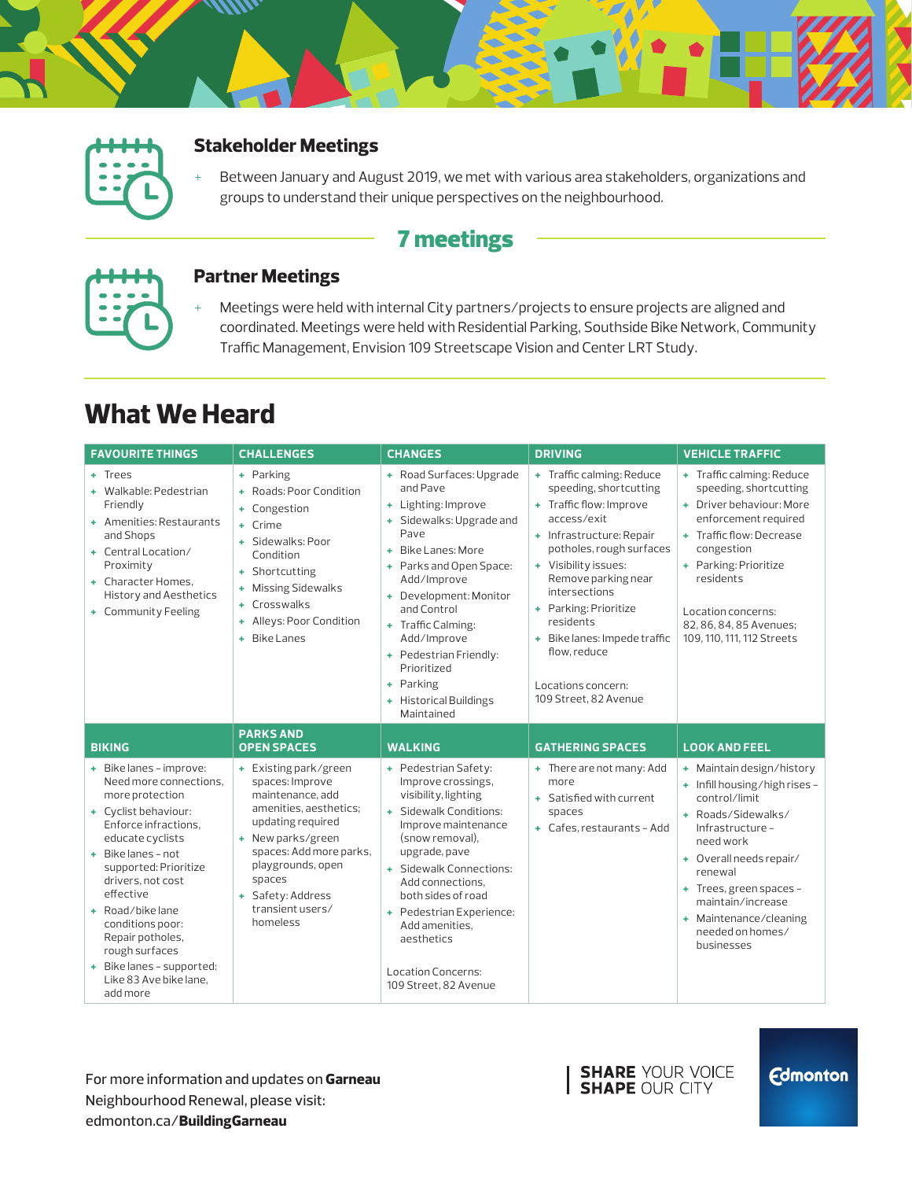## Stakeholder Meetings

+ Between January and August 2019, we met with various area stakeholders, organizations and groups to understand their unique perspectives on the neighbourhood.

**7 meetings**

## Partner Meetings

+ Meetings were held with internal City partners/projects to ensure projects are aligned and coordinated. Meetings were held with Residential Parking, Southside Bike Network, Community Traffic Management, Envision 109 Streetscape Vision and Center LRT Study.

# What We Heard

| FAVOURITE THINGS | CHALLENGES | CHANGES | DRIVING | VEHICLE TRAFFIC |
|---|---|---|---|---|
| + Trees<br>+ Walkable: Pedestrian Friendly<br>+ Amenities: Restaurants and Shops<br>+ Central Location/ Proximity<br>+ Character Homes, History and Aesthetics<br>+ Community Feeling | + Parking<br>+ Roads: Poor Condition<br>+ Congestion<br>+ Crime<br>+ Sidewalks: Poor Condition<br>+ Shortcutting<br>+ Missing Sidewalks<br>+ Crosswalks<br>+ Alleys: Poor Condition<br>+ Bike Lanes | + Road Surfaces: Upgrade and Pave<br>+ Lighting: Improve<br>+ Sidewalks: Upgrade and Pave<br>+ Bike Lanes: More<br>+ Parks and Open Space: Add/Improve<br>+ Development: Monitor and Control<br>+ Traffic Calming: Add/Improve<br>+ Pedestrian Friendly: Prioritized<br>+ Parking<br>+ Historical Buildings Maintained | + Traffic calming: Reduce speeding, shortcutting<br>+ Traffic flow: Improve access/exit<br>+ Infrastructure: Repair potholes, rough surfaces<br>+ Visibility issues: Remove parking near intersections<br>+ Parking: Prioritize residents<br>+ Bike lanes: Impede traffic flow, reduce<br><br>Locations concern: 109 Street, 82 Avenue | + Traffic calming: Reduce speeding, shortcutting<br>+ Driver behaviour: More enforcement required<br>+ Traffic flow: Decrease congestion<br>+ Parking: Prioritize residents<br><br>Location concerns: 82, 86, 84, 85 Avenues; 109, 110, 111, 112 Streets |
| **BIKING** | **PARKS AND OPEN SPACES** | **WALKING** | **GATHERING SPACES** | **LOOK AND FEEL** |
| + Bike lanes – improve: Need more connections, more protection<br>+ Cyclist behaviour: Enforce infractions, educate cyclists<br>+ Bike lanes – not supported: Prioritize drivers, not cost effective<br>+ Road/bike lane conditions poor: Repair potholes, rough surfaces<br>+ Bike lanes – supported: Like 83 Ave bike lane, add more | + Existing park/green spaces: Improve maintenance, add amenities, aesthetics; updating required<br>+ New parks/green spaces: Add more parks, playgrounds, open spaces<br>+ Safety: Address transient users/ homeless | + Pedestrian Safety: Improve crossings, visibility, lighting<br>+ Sidewalk Conditions: Improve maintenance (snow removal), upgrade, pave<br>+ Sidewalk Connections: Add connections, both sides of road<br>+ Pedestrian Experience: Add amenities, aesthetics<br><br>Location Concerns: 109 Street, 82 Avenue | + There are not many: Add more<br>+ Satisfied with current spaces<br>+ Cafes, restaurants – Add | + Maintain design/history<br>+ Infill housing/high rises – control/limit<br>+ Roads/Sidewalks/ Infrastructure – need work<br>+ Overall needs repair/ renewal<br>+ Trees, green spaces – maintain/increase<br>+ Maintenance/cleaning needed on homes/ businesses |

For more information and updates on **Garneau** Neighbourhood Renewal, please visit: edmonton.ca/**BuildingGarneau**

**SHARE** YOUR VOICE
**SHAPE** OUR CITY

Edmonton